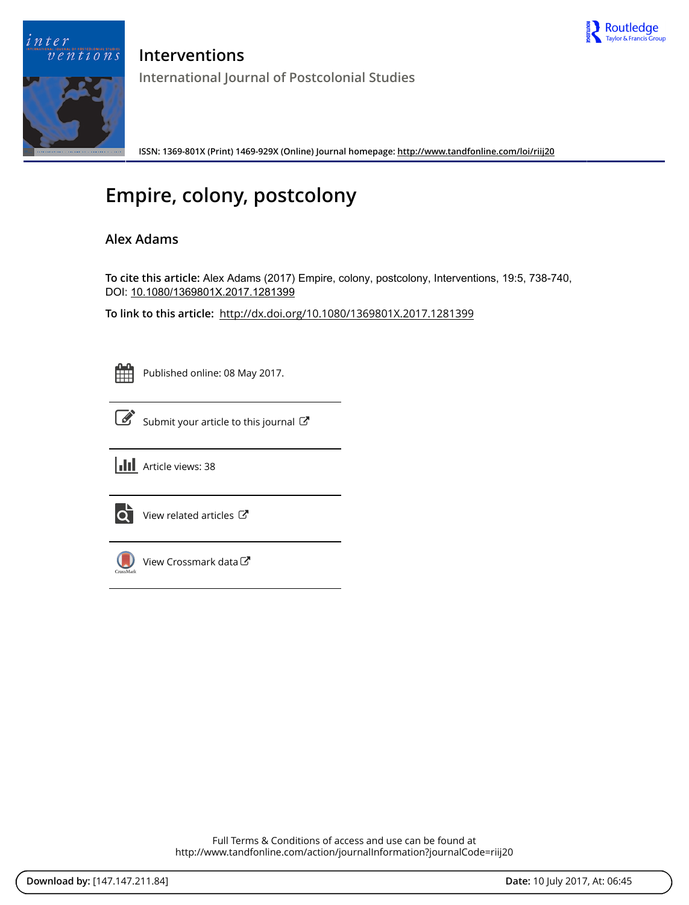# Interventions

## International Journal of Postcolonial Studies

ISSN: 1369-801X (Print) 1469-929X (Online) Journal homepage: http://www.tandfonline.com/loi/riij20

# Empire, colony, postcolony

## Alex Adams

**To cite this article:** Alex Adams (2017) Empire, colony, postcolony, Interventions, 19:5, 738-740, DOI: 10.1080/1369801X.2017.1281399

**To link to this article:** http://dx.doi.org/10.1080/1369801X.2017.1281399

Published online: 08 May 2017.

Submit your article to this journal

Article views: 38

View related articles

View Crossmark data

Full Terms & Conditions of access and use can be found at
http://www.tandfonline.com/action/journalInformation?journalCode=riij20

**Download by:** [147.147.211.84] **Date:** 10 July 2017, At: 06:45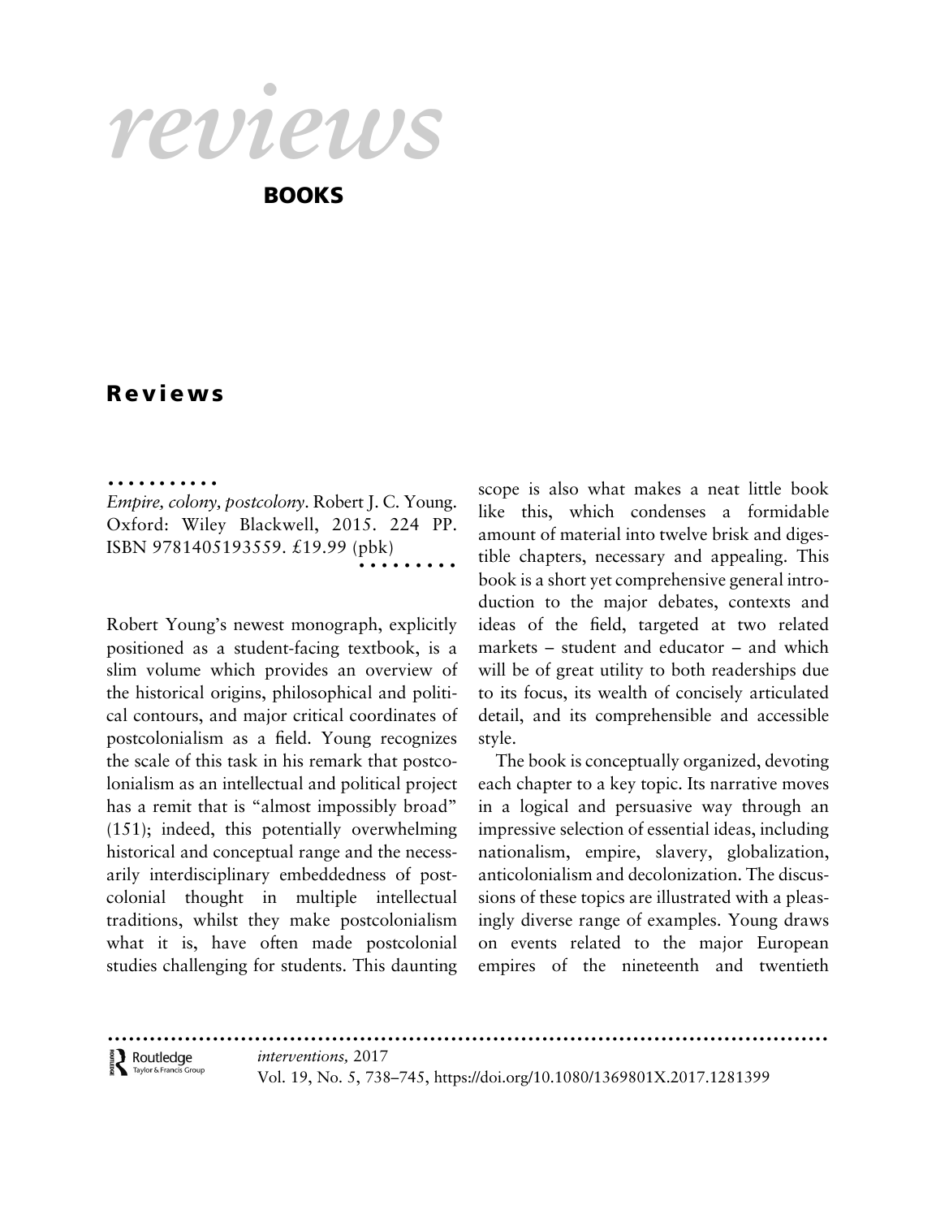*reviews*

**BOOKS**

## Reviews

*Empire, colony, postcolony*. Robert J. C. Young. Oxford: Wiley Blackwell, 2015. 224 PP. ISBN 9781405193559. £19.99 (pbk)

Robert Young's newest monograph, explicitly positioned as a student-facing textbook, is a slim volume which provides an overview of the historical origins, philosophical and political contours, and major critical coordinates of postcolonialism as a field. Young recognizes the scale of this task in his remark that postcolonialism as an intellectual and political project has a remit that is "almost impossibly broad" (151); indeed, this potentially overwhelming historical and conceptual range and the necessarily interdisciplinary embeddedness of postcolonial thought in multiple intellectual traditions, whilst they make postcolonialism what it is, have often made postcolonial studies challenging for students. This daunting scope is also what makes a neat little book like this, which condenses a formidable amount of material into twelve brisk and digestible chapters, necessary and appealing. This book is a short yet comprehensive general introduction to the major debates, contexts and ideas of the field, targeted at two related markets – student and educator – and which will be of great utility to both readerships due to its focus, its wealth of concisely articulated detail, and its comprehensible and accessible style.

The book is conceptually organized, devoting each chapter to a key topic. Its narrative moves in a logical and persuasive way through an impressive selection of essential ideas, including nationalism, empire, slavery, globalization, anticolonialism and decolonization. The discussions of these topics are illustrated with a pleasingly diverse range of examples. Young draws on events related to the major European empires of the nineteenth and twentieth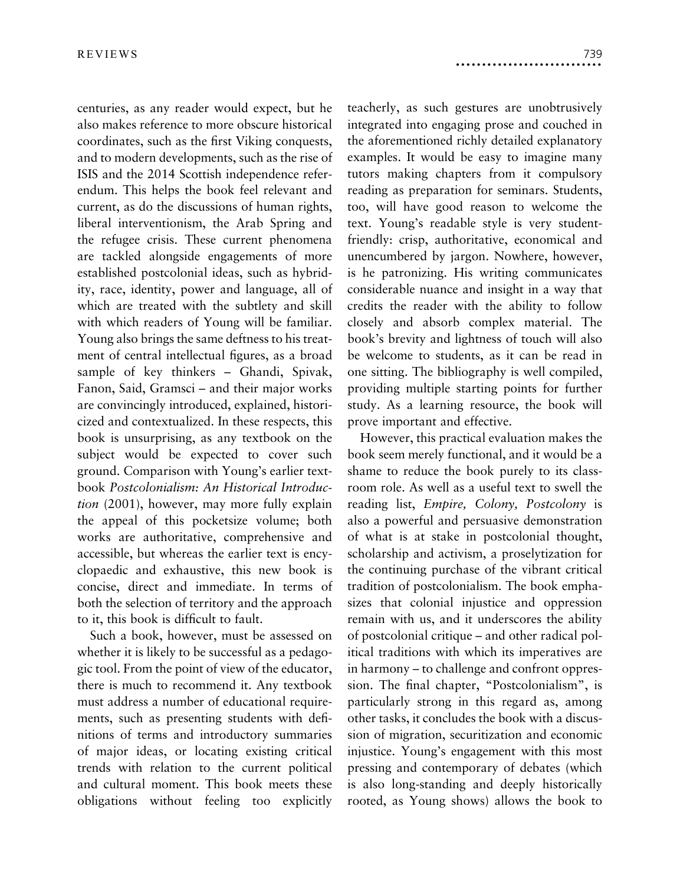centuries, as any reader would expect, but he also makes reference to more obscure historical coordinates, such as the first Viking conquests, and to modern developments, such as the rise of ISIS and the 2014 Scottish independence referendum. This helps the book feel relevant and current, as do the discussions of human rights, liberal interventionism, the Arab Spring and the refugee crisis. These current phenomena are tackled alongside engagements of more established postcolonial ideas, such as hybridity, race, identity, power and language, all of which are treated with the subtlety and skill with which readers of Young will be familiar. Young also brings the same deftness to his treatment of central intellectual figures, as a broad sample of key thinkers – Ghandi, Spivak, Fanon, Said, Gramsci – and their major works are convincingly introduced, explained, historicized and contextualized. In these respects, this book is unsurprising, as any textbook on the subject would be expected to cover such ground. Comparison with Young's earlier textbook *Postcolonialism: An Historical Introduction* (2001), however, may more fully explain the appeal of this pocketsize volume; both works are authoritative, comprehensive and accessible, but whereas the earlier text is encyclopaedic and exhaustive, this new book is concise, direct and immediate. In terms of both the selection of territory and the approach to it, this book is difficult to fault.

Such a book, however, must be assessed on whether it is likely to be successful as a pedagogic tool. From the point of view of the educator, there is much to recommend it. Any textbook must address a number of educational requirements, such as presenting students with definitions of terms and introductory summaries of major ideas, or locating existing critical trends with relation to the current political and cultural moment. This book meets these obligations without feeling too explicitly teacherly, as such gestures are unobtrusively integrated into engaging prose and couched in the aforementioned richly detailed explanatory examples. It would be easy to imagine many tutors making chapters from it compulsory reading as preparation for seminars. Students, too, will have good reason to welcome the text. Young's readable style is very student-friendly: crisp, authoritative, economical and unencumbered by jargon. Nowhere, however, is he patronizing. His writing communicates considerable nuance and insight in a way that credits the reader with the ability to follow closely and absorb complex material. The book's brevity and lightness of touch will also be welcome to students, as it can be read in one sitting. The bibliography is well compiled, providing multiple starting points for further study. As a learning resource, the book will prove important and effective.

However, this practical evaluation makes the book seem merely functional, and it would be a shame to reduce the book purely to its classroom role. As well as a useful text to swell the reading list, *Empire, Colony, Postcolony* is also a powerful and persuasive demonstration of what is at stake in postcolonial thought, scholarship and activism, a proselytization for the continuing purchase of the vibrant critical tradition of postcolonialism. The book emphasizes that colonial injustice and oppression remain with us, and it underscores the ability of postcolonial critique – and other radical political traditions with which its imperatives are in harmony – to challenge and confront oppression. The final chapter, "Postcolonialism", is particularly strong in this regard as, among other tasks, it concludes the book with a discussion of migration, securitization and economic injustice. Young's engagement with this most pressing and contemporary of debates (which is also long-standing and deeply historically rooted, as Young shows) allows the book to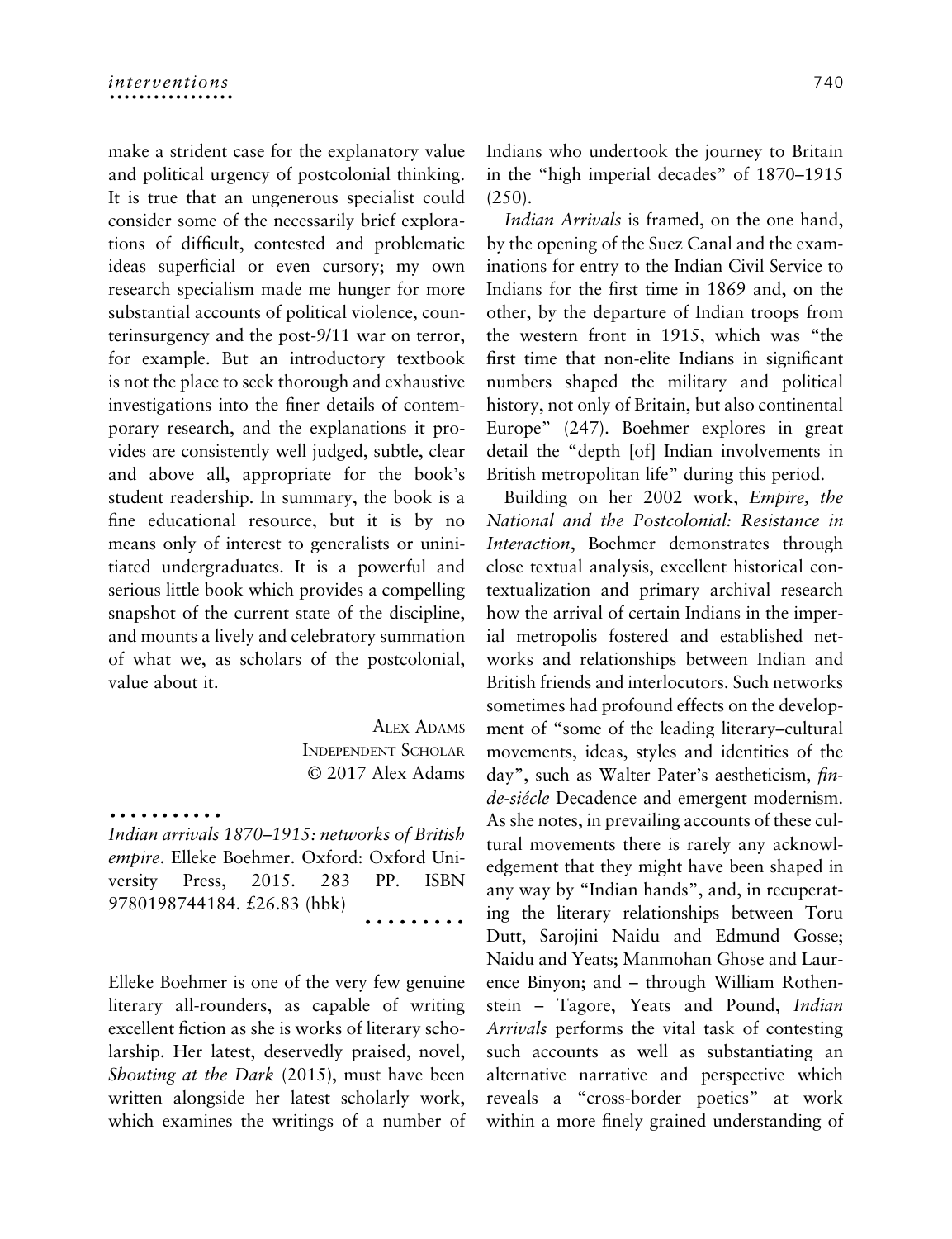make a strident case for the explanatory value and political urgency of postcolonial thinking. It is true that an ungenerous specialist could consider some of the necessarily brief explorations of difficult, contested and problematic ideas superficial or even cursory; my own research specialism made me hunger for more substantial accounts of political violence, counterinsurgency and the post-9/11 war on terror, for example. But an introductory textbook is not the place to seek thorough and exhaustive investigations into the finer details of contemporary research, and the explanations it provides are consistently well judged, subtle, clear and above all, appropriate for the book's student readership. In summary, the book is a fine educational resource, but it is by no means only of interest to generalists or uninitiated undergraduates. It is a powerful and serious little book which provides a compelling snapshot of the current state of the discipline, and mounts a lively and celebratory summation of what we, as scholars of the postcolonial, value about it.

Alex Adams
Independent Scholar
© 2017 Alex Adams

*Indian arrivals 1870–1915: networks of British empire*. Elleke Boehmer. Oxford: Oxford University Press, 2015. 283 PP. ISBN 9780198744184. £26.83 (hbk)

Elleke Boehmer is one of the very few genuine literary all-rounders, as capable of writing excellent fiction as she is works of literary scholarship. Her latest, deservedly praised, novel, *Shouting at the Dark* (2015), must have been written alongside her latest scholarly work, which examines the writings of a number of Indians who undertook the journey to Britain in the "high imperial decades" of 1870–1915 (250).

*Indian Arrivals* is framed, on the one hand, by the opening of the Suez Canal and the examinations for entry to the Indian Civil Service to Indians for the first time in 1869 and, on the other, by the departure of Indian troops from the western front in 1915, which was "the first time that non-elite Indians in significant numbers shaped the military and political history, not only of Britain, but also continental Europe" (247). Boehmer explores in great detail the "depth [of] Indian involvements in British metropolitan life" during this period.

Building on her 2002 work, *Empire, the National and the Postcolonial: Resistance in Interaction*, Boehmer demonstrates through close textual analysis, excellent historical contextualization and primary archival research how the arrival of certain Indians in the imperial metropolis fostered and established networks and relationships between Indian and British friends and interlocutors. Such networks sometimes had profound effects on the development of "some of the leading literary–cultural movements, ideas, styles and identities of the day", such as Walter Pater's aestheticism, *fin-de-siécle* Decadence and emergent modernism. As she notes, in prevailing accounts of these cultural movements there is rarely any acknowledgement that they might have been shaped in any way by "Indian hands", and, in recuperating the literary relationships between Toru Dutt, Sarojini Naidu and Edmund Gosse; Naidu and Yeats; Manmohan Ghose and Laurence Binyon; and – through William Rothenstein – Tagore, Yeats and Pound, *Indian Arrivals* performs the vital task of contesting such accounts as well as substantiating an alternative narrative and perspective which reveals a "cross-border poetics" at work within a more finely grained understanding of